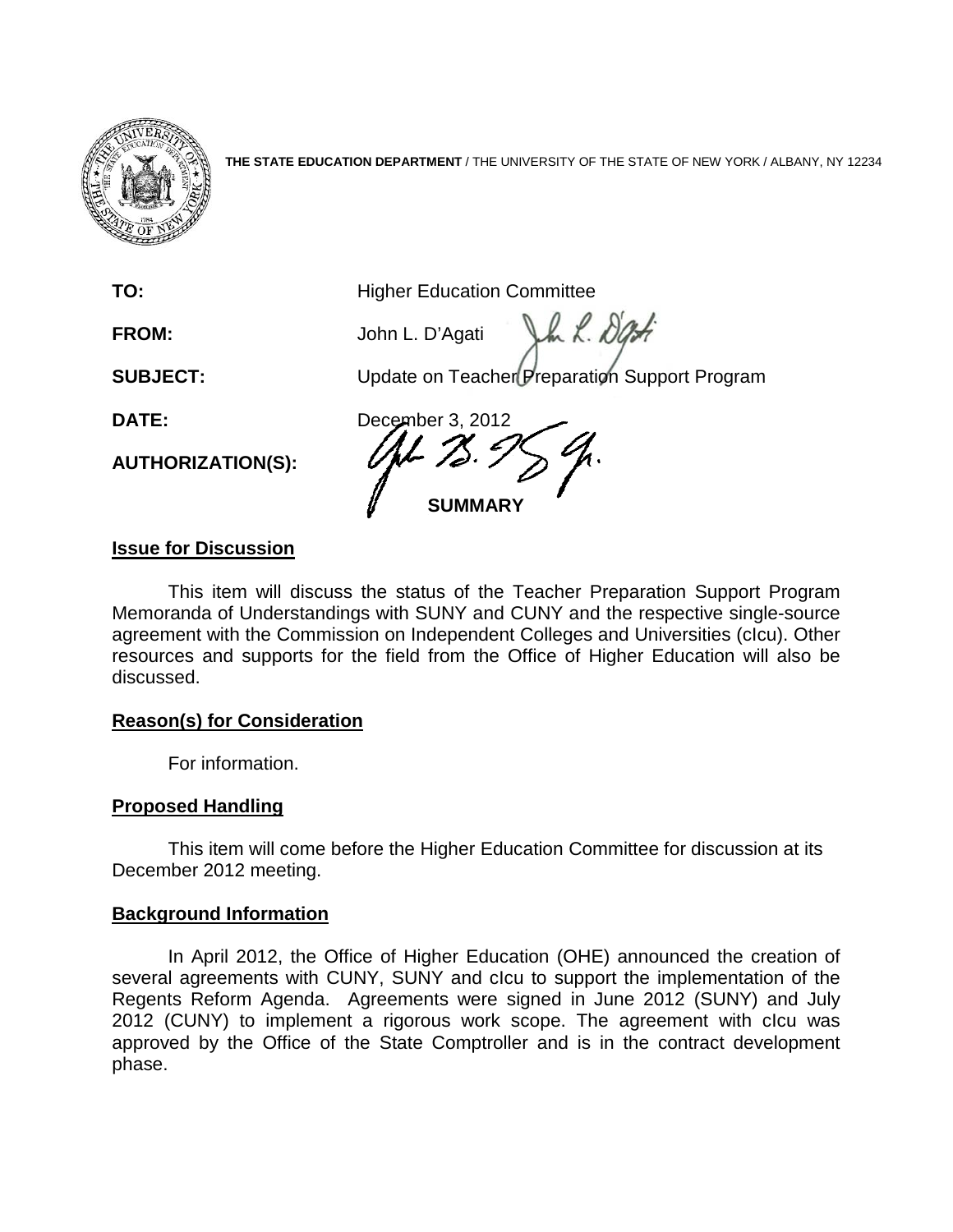**THE STATE EDUCATION DEPARTMENT** / THE UNIVERSITY OF THE STATE OF NEW YORK / ALBANY, NY 12234

| | |
|---|---|
| **TO:** | Higher Education Committee |
| **FROM:** | John L. D'Agati |
| **SUBJECT:** | Update on Teacher Preparation Support Program |
| **DATE:** | December 3, 2012 |
| **AUTHORIZATION(S):** | |

## SUMMARY

### Issue for Discussion

This item will discuss the status of the Teacher Preparation Support Program Memoranda of Understandings with SUNY and CUNY and the respective single-source agreement with the Commission on Independent Colleges and Universities (cIcu). Other resources and supports for the field from the Office of Higher Education will also be discussed.

### Reason(s) for Consideration

For information.

### Proposed Handling

This item will come before the Higher Education Committee for discussion at its December 2012 meeting.

### Background Information

In April 2012, the Office of Higher Education (OHE) announced the creation of several agreements with CUNY, SUNY and cIcu to support the implementation of the Regents Reform Agenda. Agreements were signed in June 2012 (SUNY) and July 2012 (CUNY) to implement a rigorous work scope. The agreement with cIcu was approved by the Office of the State Comptroller and is in the contract development phase.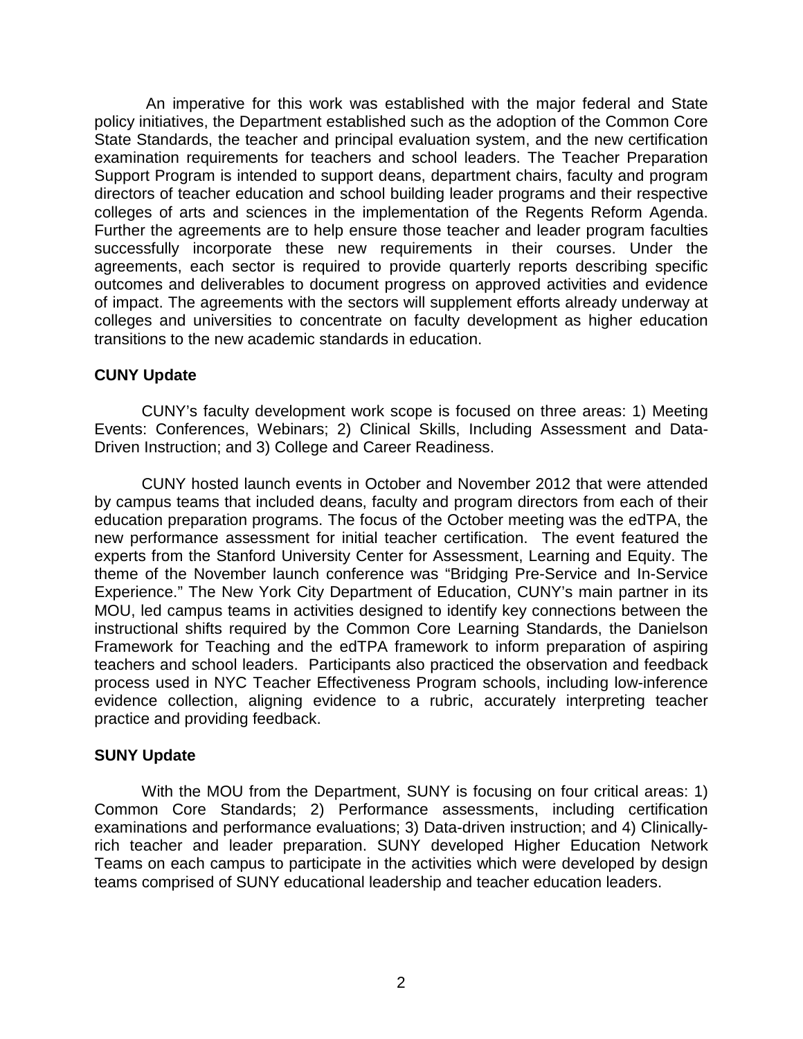An imperative for this work was established with the major federal and State policy initiatives, the Department established such as the adoption of the Common Core State Standards, the teacher and principal evaluation system, and the new certification examination requirements for teachers and school leaders. The Teacher Preparation Support Program is intended to support deans, department chairs, faculty and program directors of teacher education and school building leader programs and their respective colleges of arts and sciences in the implementation of the Regents Reform Agenda. Further the agreements are to help ensure those teacher and leader program faculties successfully incorporate these new requirements in their courses. Under the agreements, each sector is required to provide quarterly reports describing specific outcomes and deliverables to document progress on approved activities and evidence of impact. The agreements with the sectors will supplement efforts already underway at colleges and universities to concentrate on faculty development as higher education transitions to the new academic standards in education.

**CUNY Update**

CUNY's faculty development work scope is focused on three areas: 1) Meeting Events: Conferences, Webinars; 2) Clinical Skills, Including Assessment and Data-Driven Instruction; and 3) College and Career Readiness.

CUNY hosted launch events in October and November 2012 that were attended by campus teams that included deans, faculty and program directors from each of their education preparation programs. The focus of the October meeting was the edTPA, the new performance assessment for initial teacher certification. The event featured the experts from the Stanford University Center for Assessment, Learning and Equity. The theme of the November launch conference was "Bridging Pre-Service and In-Service Experience." The New York City Department of Education, CUNY's main partner in its MOU, led campus teams in activities designed to identify key connections between the instructional shifts required by the Common Core Learning Standards, the Danielson Framework for Teaching and the edTPA framework to inform preparation of aspiring teachers and school leaders. Participants also practiced the observation and feedback process used in NYC Teacher Effectiveness Program schools, including low-inference evidence collection, aligning evidence to a rubric, accurately interpreting teacher practice and providing feedback.

**SUNY Update**

With the MOU from the Department, SUNY is focusing on four critical areas: 1) Common Core Standards; 2) Performance assessments, including certification examinations and performance evaluations; 3) Data-driven instruction; and 4) Clinically-rich teacher and leader preparation. SUNY developed Higher Education Network Teams on each campus to participate in the activities which were developed by design teams comprised of SUNY educational leadership and teacher education leaders.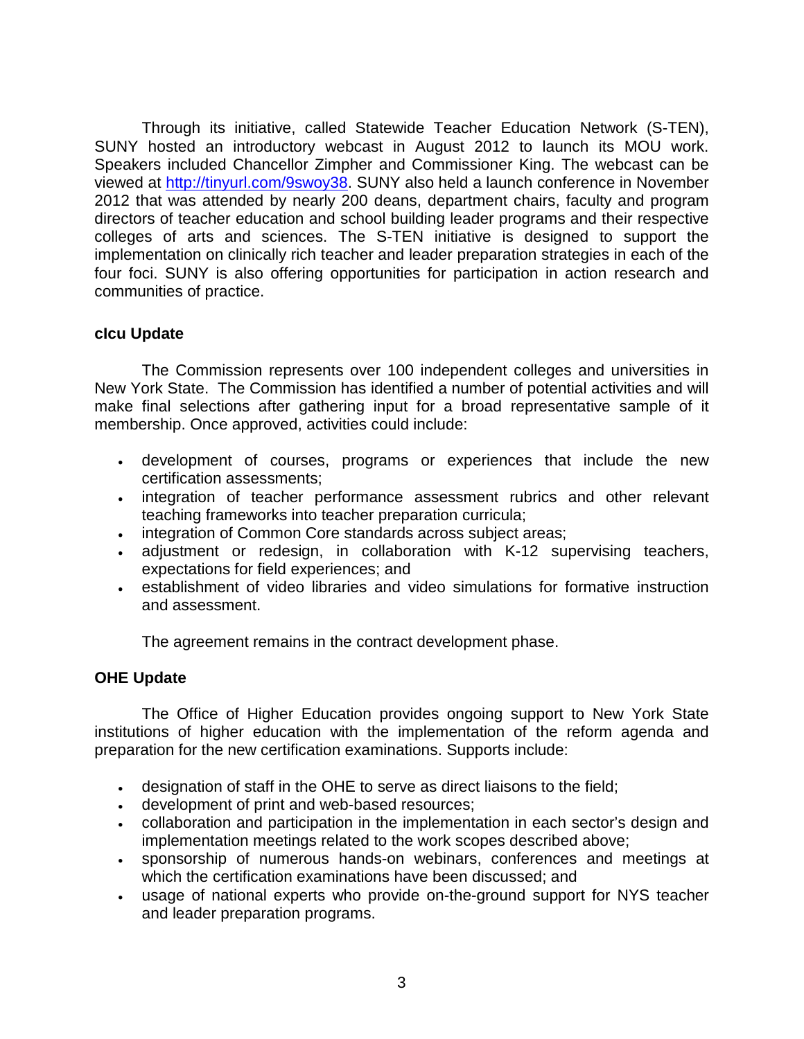Through its initiative, called Statewide Teacher Education Network (S-TEN), SUNY hosted an introductory webcast in August 2012 to launch its MOU work. Speakers included Chancellor Zimpher and Commissioner King. The webcast can be viewed at http://tinyurl.com/9swoy38. SUNY also held a launch conference in November 2012 that was attended by nearly 200 deans, department chairs, faculty and program directors of teacher education and school building leader programs and their respective colleges of arts and sciences. The S-TEN initiative is designed to support the implementation on clinically rich teacher and leader preparation strategies in each of the four foci. SUNY is also offering opportunities for participation in action research and communities of practice.

**cIcu Update**

The Commission represents over 100 independent colleges and universities in New York State. The Commission has identified a number of potential activities and will make final selections after gathering input for a broad representative sample of it membership. Once approved, activities could include:

- development of courses, programs or experiences that include the new certification assessments;
- integration of teacher performance assessment rubrics and other relevant teaching frameworks into teacher preparation curricula;
- integration of Common Core standards across subject areas;
- adjustment or redesign, in collaboration with K-12 supervising teachers, expectations for field experiences; and
- establishment of video libraries and video simulations for formative instruction and assessment.

The agreement remains in the contract development phase.

**OHE Update**

The Office of Higher Education provides ongoing support to New York State institutions of higher education with the implementation of the reform agenda and preparation for the new certification examinations. Supports include:

- designation of staff in the OHE to serve as direct liaisons to the field;
- development of print and web-based resources;
- collaboration and participation in the implementation in each sector's design and implementation meetings related to the work scopes described above;
- sponsorship of numerous hands-on webinars, conferences and meetings at which the certification examinations have been discussed; and
- usage of national experts who provide on-the-ground support for NYS teacher and leader preparation programs.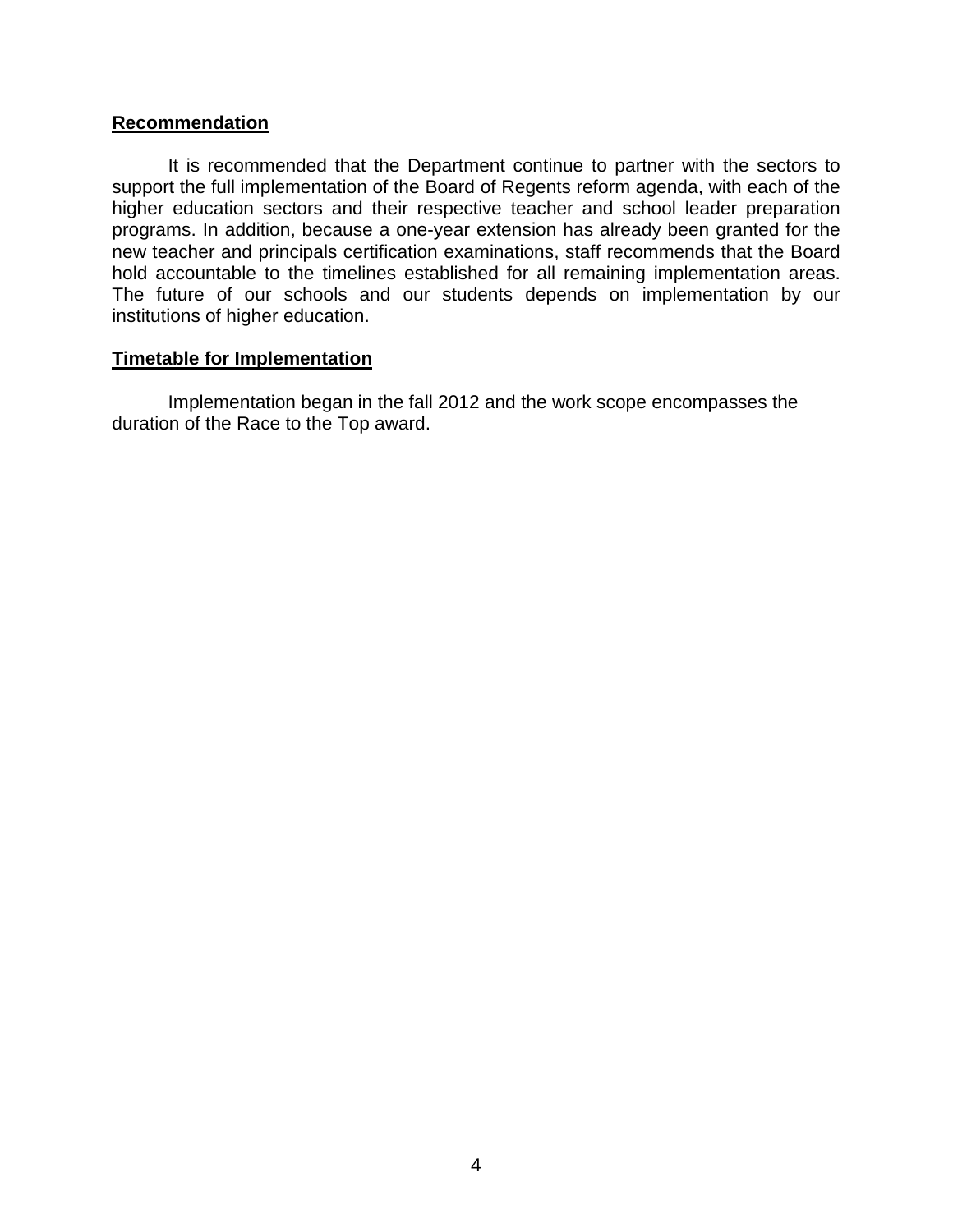**Recommendation**

It is recommended that the Department continue to partner with the sectors to support the full implementation of the Board of Regents reform agenda, with each of the higher education sectors and their respective teacher and school leader preparation programs. In addition, because a one-year extension has already been granted for the new teacher and principals certification examinations, staff recommends that the Board hold accountable to the timelines established for all remaining implementation areas. The future of our schools and our students depends on implementation by our institutions of higher education.

**Timetable for Implementation**

Implementation began in the fall 2012 and the work scope encompasses the duration of the Race to the Top award.